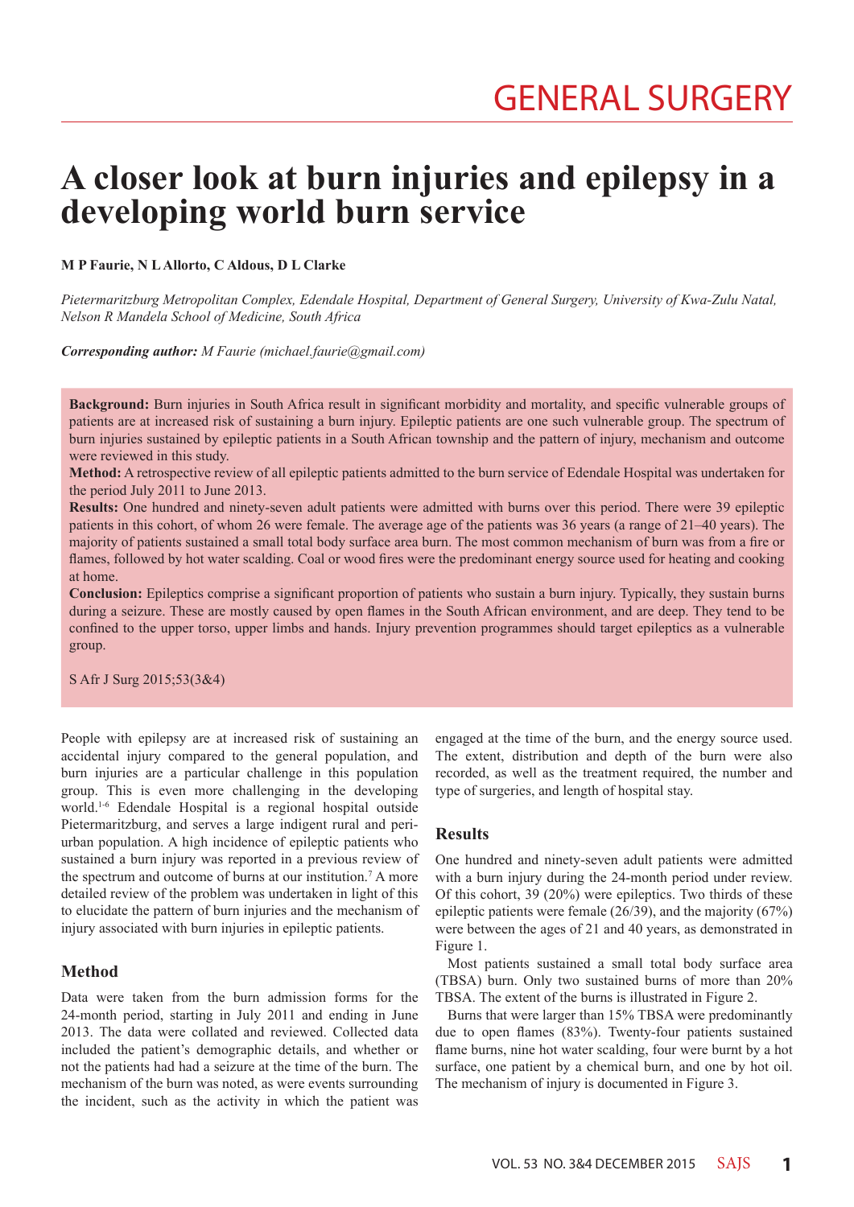GENERAL SURGERY

# A closer look at burn injuries and epilepsy in a developing world burn service

**M P Faurie, N L Allorto, C Aldous, D L Clarke**

*Pietermaritzburg Metropolitan Complex, Edendale Hospital, Department of General Surgery, University of Kwa-Zulu Natal, Nelson R Mandela School of Medicine, South Africa*

***Corresponding author:*** *M Faurie (michael.faurie@gmail.com)*

**Background:** Burn injuries in South Africa result in significant morbidity and mortality, and specific vulnerable groups of patients are at increased risk of sustaining a burn injury. Epileptic patients are one such vulnerable group. The spectrum of burn injuries sustained by epileptic patients in a South African township and the pattern of injury, mechanism and outcome were reviewed in this study.

**Method:** A retrospective review of all epileptic patients admitted to the burn service of Edendale Hospital was undertaken for the period July 2011 to June 2013.

**Results:** One hundred and ninety-seven adult patients were admitted with burns over this period. There were 39 epileptic patients in this cohort, of whom 26 were female. The average age of the patients was 36 years (a range of 21–40 years). The majority of patients sustained a small total body surface area burn. The most common mechanism of burn was from a fire or flames, followed by hot water scalding. Coal or wood fires were the predominant energy source used for heating and cooking at home.

**Conclusion:** Epileptics comprise a significant proportion of patients who sustain a burn injury. Typically, they sustain burns during a seizure. These are mostly caused by open flames in the South African environment, and are deep. They tend to be confined to the upper torso, upper limbs and hands. Injury prevention programmes should target epileptics as a vulnerable group.

S Afr J Surg 2015;53(3&4)

People with epilepsy are at increased risk of sustaining an accidental injury compared to the general population, and burn injuries are a particular challenge in this population group. This is even more challenging in the developing world.[1-6] Edendale Hospital is a regional hospital outside Pietermaritzburg, and serves a large indigent rural and peri-urban population. A high incidence of epileptic patients who sustained a burn injury was reported in a previous review of the spectrum and outcome of burns at our institution.[7] A more detailed review of the problem was undertaken in light of this to elucidate the pattern of burn injuries and the mechanism of injury associated with burn injuries in epileptic patients.

## Method

Data were taken from the burn admission forms for the 24-month period, starting in July 2011 and ending in June 2013. The data were collated and reviewed. Collected data included the patient's demographic details, and whether or not the patients had had a seizure at the time of the burn. The mechanism of the burn was noted, as were events surrounding the incident, such as the activity in which the patient was engaged at the time of the burn, and the energy source used. The extent, distribution and depth of the burn were also recorded, as well as the treatment required, the number and type of surgeries, and length of hospital stay.

## Results

One hundred and ninety-seven adult patients were admitted with a burn injury during the 24-month period under review. Of this cohort, 39 (20%) were epileptics. Two thirds of these epileptic patients were female (26/39), and the majority (67%) were between the ages of 21 and 40 years, as demonstrated in Figure 1.

Most patients sustained a small total body surface area (TBSA) burn. Only two sustained burns of more than 20% TBSA. The extent of the burns is illustrated in Figure 2.

Burns that were larger than 15% TBSA were predominantly due to open flames (83%). Twenty-four patients sustained flame burns, nine hot water scalding, four were burnt by a hot surface, one patient by a chemical burn, and one by hot oil. The mechanism of injury is documented in Figure 3.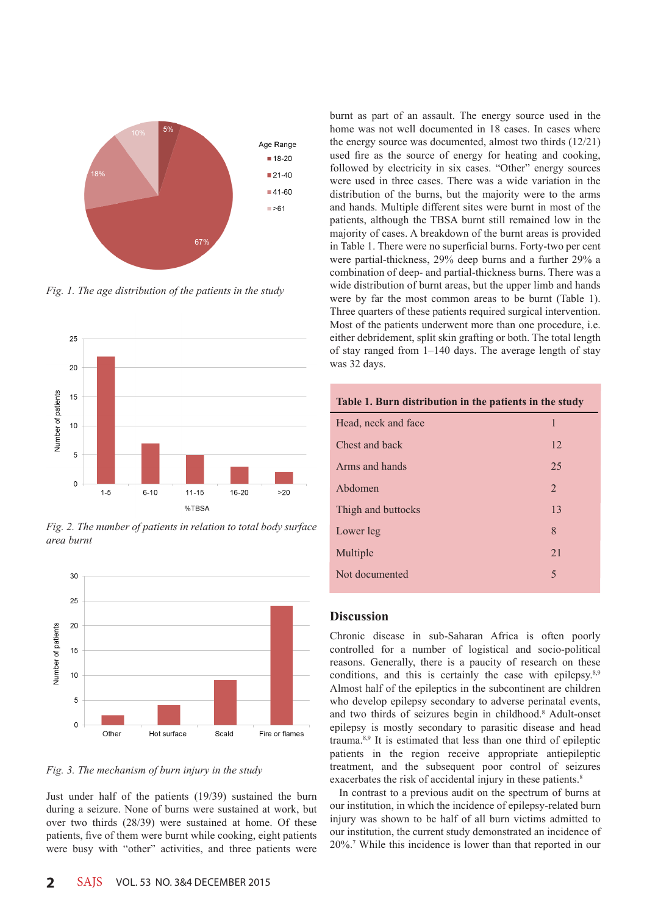Fig. 1. *The age distribution of the patients in the study*

Fig. 2. *The number of patients in relation to total body surface area burnt*

Fig. 3. *The mechanism of burn injury in the study*

Just under half of the patients (19/39) sustained the burn during a seizure. None of burns were sustained at work, but over two thirds (28/39) were sustained at home. Of these patients, five of them were burnt while cooking, eight patients were busy with “other” activities, and three patients were burnt as part of an assault. The energy source used in the home was not well documented in 18 cases. In cases where the energy source was documented, almost two thirds (12/21) used fire as the source of energy for heating and cooking, followed by electricity in six cases. “Other” energy sources were used in three cases. There was a wide variation in the distribution of the burns, but the majority were to the arms and hands. Multiple different sites were burnt in most of the patients, although the TBSA burnt still remained low in the majority of cases. A breakdown of the burnt areas is provided in Table 1. There were no superficial burns. Forty-two per cent were partial-thickness, 29% deep burns and a further 29% a combination of deep- and partial-thickness burns. There was a wide distribution of burnt areas, but the upper limb and hands were by far the most common areas to be burnt (Table 1). Three quarters of these patients required surgical intervention. Most of the patients underwent more than one procedure, i.e. either debridement, split skin grafting or both. The total length of stay ranged from 1–140 days. The average length of stay was 32 days.

**Table 1. Burn distribution in the patients in the study**

| | |
|---|---|
| Head, neck and face | 1 |
| Chest and back | 12 |
| Arms and hands | 25 |
| Abdomen | 2 |
| Thigh and buttocks | 13 |
| Lower leg | 8 |
| Multiple | 21 |
| Not documented | 5 |

## Discussion

Chronic disease in sub-Saharan Africa is often poorly controlled for a number of logistical and socio-political reasons. Generally, there is a paucity of research on these conditions, and this is certainly the case with epilepsy.[8,9] Almost half of the epileptics in the subcontinent are children who develop epilepsy secondary to adverse perinatal events, and two thirds of seizures begin in childhood.[8] Adult-onset epilepsy is mostly secondary to parasitic disease and head trauma.[8,9] It is estimated that less than one third of epileptic patients in the region receive appropriate antiepileptic treatment, and the subsequent poor control of seizures exacerbates the risk of accidental injury in these patients.[8]

In contrast to a previous audit on the spectrum of burns at our institution, in which the incidence of epilepsy-related burn injury was shown to be half of all burn victims admitted to our institution, the current study demonstrated an incidence of 20%.[7] While this incidence is lower than that reported in our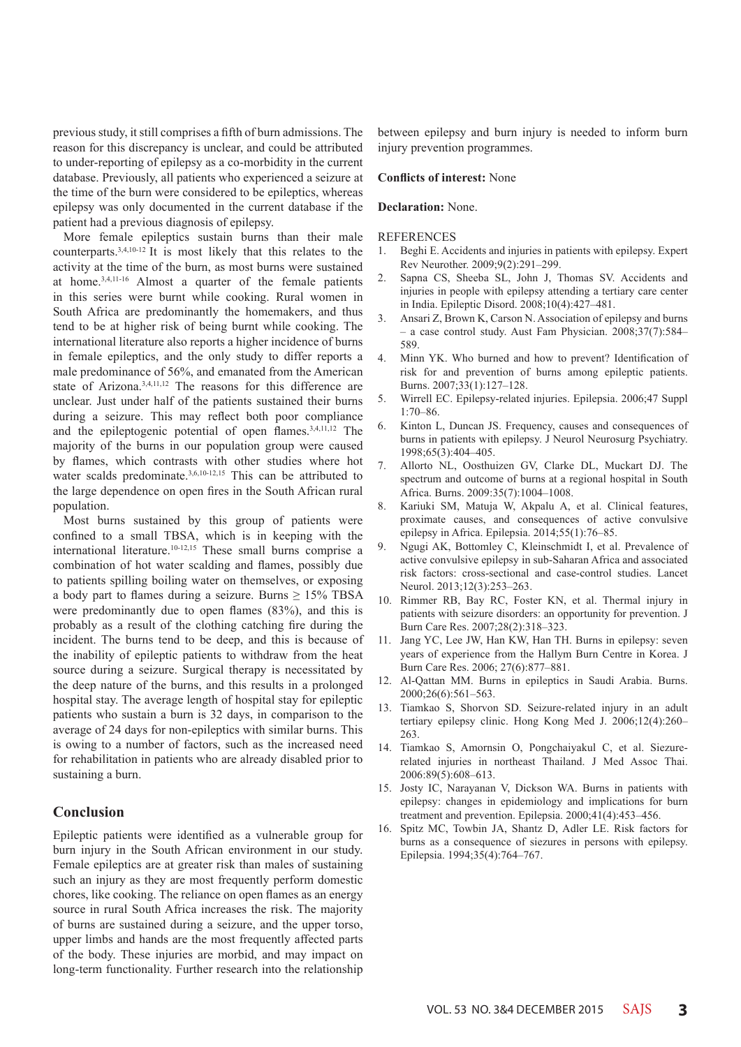previous study, it still comprises a fifth of burn admissions. The reason for this discrepancy is unclear, and could be attributed to under-reporting of epilepsy as a co-morbidity in the current database. Previously, all patients who experienced a seizure at the time of the burn were considered to be epileptics, whereas epilepsy was only documented in the current database if the patient had a previous diagnosis of epilepsy.

More female epileptics sustain burns than their male counterparts.[3,4,10-12] It is most likely that this relates to the activity at the time of the burn, as most burns were sustained at home.[3,4,11-16] Almost a quarter of the female patients in this series were burnt while cooking. Rural women in South Africa are predominantly the homemakers, and thus tend to be at higher risk of being burnt while cooking. The international literature also reports a higher incidence of burns in female epileptics, and the only study to differ reports a male predominance of 56%, and emanated from the American state of Arizona.[3,4,11,12] The reasons for this difference are unclear. Just under half of the patients sustained their burns during a seizure. This may reflect both poor compliance and the epileptogenic potential of open flames.[3,4,11,12] The majority of the burns in our population group were caused by flames, which contrasts with other studies where hot water scalds predominate.[3,6,10-12,15] This can be attributed to the large dependence on open fires in the South African rural population.

Most burns sustained by this group of patients were confined to a small TBSA, which is in keeping with the international literature.[10-12,15] These small burns comprise a combination of hot water scalding and flames, possibly due to patients spilling boiling water on themselves, or exposing a body part to flames during a seizure. Burns ≥ 15% TBSA were predominantly due to open flames (83%), and this is probably as a result of the clothing catching fire during the incident. The burns tend to be deep, and this is because of the inability of epileptic patients to withdraw from the heat source during a seizure. Surgical therapy is necessitated by the deep nature of the burns, and this results in a prolonged hospital stay. The average length of hospital stay for epileptic patients who sustain a burn is 32 days, in comparison to the average of 24 days for non-epileptics with similar burns. This is owing to a number of factors, such as the increased need for rehabilitation in patients who are already disabled prior to sustaining a burn.

## Conclusion

Epileptic patients were identified as a vulnerable group for burn injury in the South African environment in our study. Female epileptics are at greater risk than males of sustaining such an injury as they are most frequently perform domestic chores, like cooking. The reliance on open flames as an energy source in rural South Africa increases the risk. The majority of burns are sustained during a seizure, and the upper torso, upper limbs and hands are the most frequently affected parts of the body. These injuries are morbid, and may impact on long-term functionality. Further research into the relationship between epilepsy and burn injury is needed to inform burn injury prevention programmes.

**Conflicts of interest:** None

**Declaration:** None.

REFERENCES

1. Beghi E. Accidents and injuries in patients with epilepsy. Expert Rev Neurother. 2009;9(2):291–299.
2. Sapna CS, Sheeba SL, John J, Thomas SV. Accidents and injuries in people with epilepsy attending a tertiary care center in India. Epileptic Disord. 2008;10(4):427–481.
3. Ansari Z, Brown K, Carson N. Association of epilepsy and burns – a case control study. Aust Fam Physician. 2008;37(7):584–589.
4. Minn YK. Who burned and how to prevent? Identification of risk for and prevention of burns among epileptic patients. Burns. 2007;33(1):127–128.
5. Wirrell EC. Epilepsy-related injuries. Epilepsia. 2006;47 Suppl 1:70–86.
6. Kinton L, Duncan JS. Frequency, causes and consequences of burns in patients with epilepsy. J Neurol Neurosurg Psychiatry. 1998;65(3):404–405.
7. Allorto NL, Oosthuizen GV, Clarke DL, Muckart DJ. The spectrum and outcome of burns at a regional hospital in South Africa. Burns. 2009:35(7):1004–1008.
8. Kariuki SM, Matuja W, Akpalu A, et al. Clinical features, proximate causes, and consequences of active convulsive epilepsy in Africa. Epilepsia. 2014;55(1):76–85.
9. Ngugi AK, Bottomley C, Kleinschmidt I, et al. Prevalence of active convulsive epilepsy in sub-Saharan Africa and associated risk factors: cross-sectional and case-control studies. Lancet Neurol. 2013;12(3):253–263.
10. Rimmer RB, Bay RC, Foster KN, et al. Thermal injury in patients with seizure disorders: an opportunity for prevention. J Burn Care Res. 2007;28(2):318–323.
11. Jang YC, Lee JW, Han KW, Han TH. Burns in epilepsy: seven years of experience from the Hallym Burn Centre in Korea. J Burn Care Res. 2006; 27(6):877–881.
12. Al-Qattan MM. Burns in epileptics in Saudi Arabia. Burns. 2000;26(6):561–563.
13. Tiamkao S, Shorvon SD. Seizure-related injury in an adult tertiary epilepsy clinic. Hong Kong Med J. 2006;12(4):260–263.
14. Tiamkao S, Amornsin O, Pongchaiyakul C, et al. Siezure-related injuries in northeast Thailand. J Med Assoc Thai. 2006:89(5):608–613.
15. Josty IC, Narayanan V, Dickson WA. Burns in patients with epilepsy: changes in epidemiology and implications for burn treatment and prevention. Epilepsia. 2000;41(4):453–456.
16. Spitz MC, Towbin JA, Shantz D, Adler LE. Risk factors for burns as a consequence of siezures in persons with epilepsy. Epilepsia. 1994;35(4):764–767.